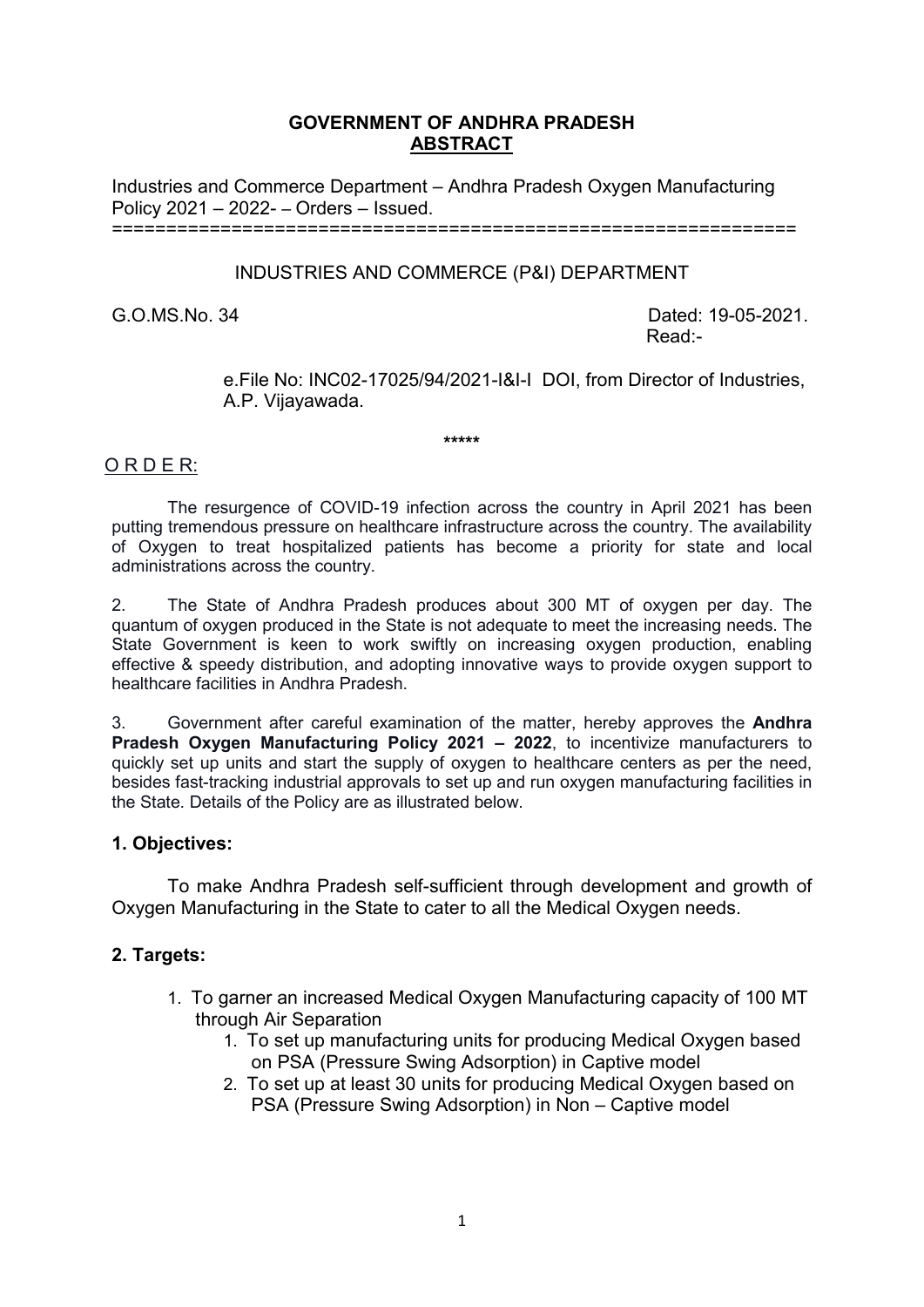**GOVERNMENT OF ANDHRA PRADESH**
**ABSTRACT**

Industries and Commerce Department – Andhra Pradesh Oxygen Manufacturing Policy 2021 – 2022- – Orders – Issued.

===============================================================

INDUSTRIES AND COMMERCE (P&I) DEPARTMENT

G.O.MS.No. 34 Dated: 19-05-2021.

Read:-

e.File No: INC02-17025/94/2021-I&I-I DOI, from Director of Industries, A.P. Vijayawada.

\*\*\*\*\*

O R D E R:

The resurgence of COVID-19 infection across the country in April 2021 has been putting tremendous pressure on healthcare infrastructure across the country. The availability of Oxygen to treat hospitalized patients has become a priority for state and local administrations across the country.

2. The State of Andhra Pradesh produces about 300 MT of oxygen per day. The quantum of oxygen produced in the State is not adequate to meet the increasing needs. The State Government is keen to work swiftly on increasing oxygen production, enabling effective & speedy distribution, and adopting innovative ways to provide oxygen support to healthcare facilities in Andhra Pradesh.

3. Government after careful examination of the matter, hereby approves the **Andhra Pradesh Oxygen Manufacturing Policy 2021 – 2022**, to incentivize manufacturers to quickly set up units and start the supply of oxygen to healthcare centers as per the need, besides fast-tracking industrial approvals to set up and run oxygen manufacturing facilities in the State. Details of the Policy are as illustrated below.

## 1. Objectives:

To make Andhra Pradesh self-sufficient through development and growth of Oxygen Manufacturing in the State to cater to all the Medical Oxygen needs.

## 2. Targets:

1. To garner an increased Medical Oxygen Manufacturing capacity of 100 MT through Air Separation
   1. To set up manufacturing units for producing Medical Oxygen based on PSA (Pressure Swing Adsorption) in Captive model
   2. To set up at least 30 units for producing Medical Oxygen based on PSA (Pressure Swing Adsorption) in Non – Captive model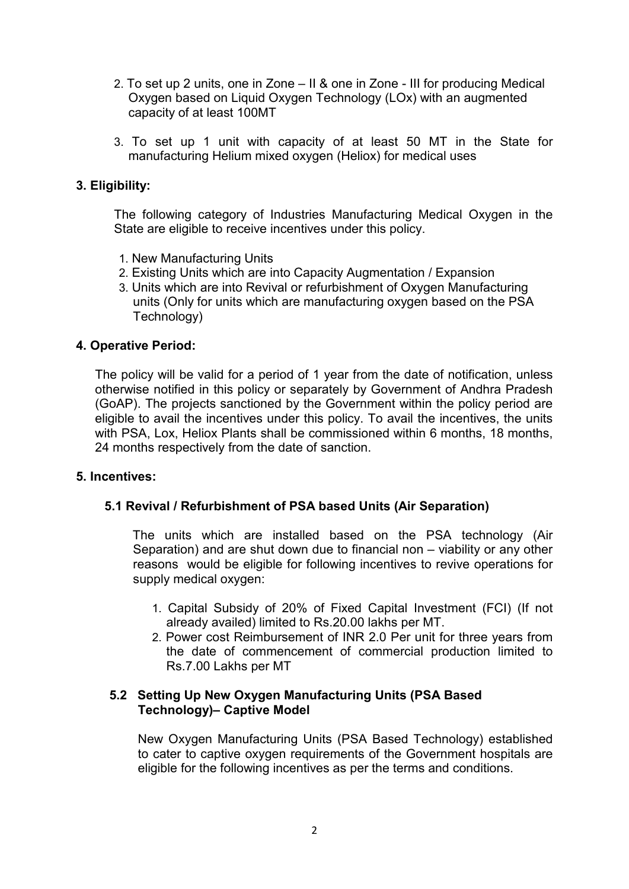2. To set up 2 units, one in Zone – II & one in Zone - III for producing Medical Oxygen based on Liquid Oxygen Technology (LOx) with an augmented capacity of at least 100MT

3. To set up 1 unit with capacity of at least 50 MT in the State for manufacturing Helium mixed oxygen (Heliox) for medical uses

## 3. Eligibility:

The following category of Industries Manufacturing Medical Oxygen in the State are eligible to receive incentives under this policy.

1. New Manufacturing Units
2. Existing Units which are into Capacity Augmentation / Expansion
3. Units which are into Revival or refurbishment of Oxygen Manufacturing units (Only for units which are manufacturing oxygen based on the PSA Technology)

## 4. Operative Period:

The policy will be valid for a period of 1 year from the date of notification, unless otherwise notified in this policy or separately by Government of Andhra Pradesh (GoAP). The projects sanctioned by the Government within the policy period are eligible to avail the incentives under this policy. To avail the incentives, the units with PSA, Lox, Heliox Plants shall be commissioned within 6 months, 18 months, 24 months respectively from the date of sanction.

## 5. Incentives:

### 5.1 Revival / Refurbishment of PSA based Units (Air Separation)

The units which are installed based on the PSA technology (Air Separation) and are shut down due to financial non – viability or any other reasons would be eligible for following incentives to revive operations for supply medical oxygen:

1. Capital Subsidy of 20% of Fixed Capital Investment (FCI) (If not already availed) limited to Rs.20.00 lakhs per MT.
2. Power cost Reimbursement of INR 2.0 Per unit for three years from the date of commencement of commercial production limited to Rs.7.00 Lakhs per MT

### 5.2 Setting Up New Oxygen Manufacturing Units (PSA Based Technology)– Captive Model

New Oxygen Manufacturing Units (PSA Based Technology) established to cater to captive oxygen requirements of the Government hospitals are eligible for the following incentives as per the terms and conditions.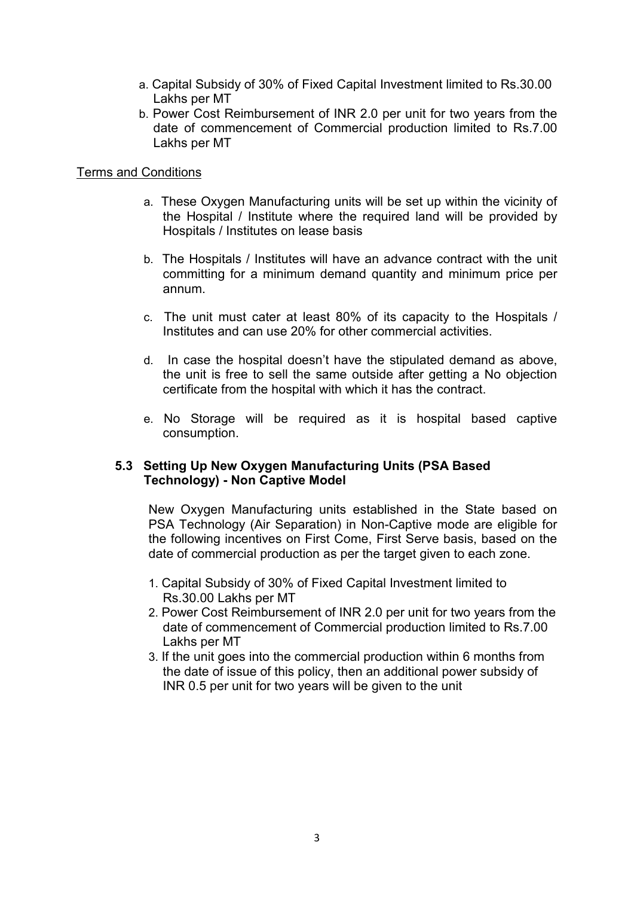a. Capital Subsidy of 30% of Fixed Capital Investment limited to Rs.30.00 Lakhs per MT
b. Power Cost Reimbursement of INR 2.0 per unit for two years from the date of commencement of Commercial production limited to Rs.7.00 Lakhs per MT

Terms and Conditions

a. These Oxygen Manufacturing units will be set up within the vicinity of the Hospital / Institute where the required land will be provided by Hospitals / Institutes on lease basis

b. The Hospitals / Institutes will have an advance contract with the unit committing for a minimum demand quantity and minimum price per annum.

c. The unit must cater at least 80% of its capacity to the Hospitals / Institutes and can use 20% for other commercial activities.

d. In case the hospital doesn't have the stipulated demand as above, the unit is free to sell the same outside after getting a No objection certificate from the hospital with which it has the contract.

e. No Storage will be required as it is hospital based captive consumption.

### 5.3 Setting Up New Oxygen Manufacturing Units (PSA Based Technology) - Non Captive Model

New Oxygen Manufacturing units established in the State based on PSA Technology (Air Separation) in Non-Captive mode are eligible for the following incentives on First Come, First Serve basis, based on the date of commercial production as per the target given to each zone.

1. Capital Subsidy of 30% of Fixed Capital Investment limited to Rs.30.00 Lakhs per MT
2. Power Cost Reimbursement of INR 2.0 per unit for two years from the date of commencement of Commercial production limited to Rs.7.00 Lakhs per MT
3. If the unit goes into the commercial production within 6 months from the date of issue of this policy, then an additional power subsidy of INR 0.5 per unit for two years will be given to the unit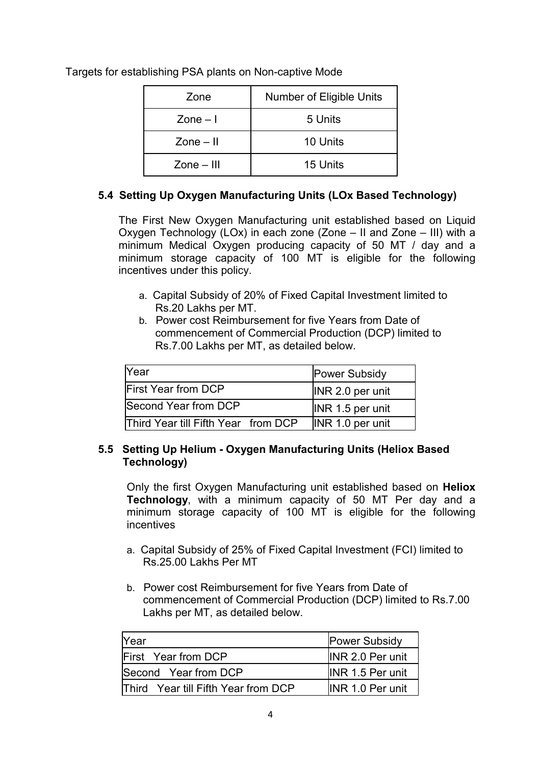Targets for establishing PSA plants on Non-captive Mode

| Zone | Number of Eligible Units |
|---|---|
| Zone – I | 5 Units |
| Zone – II | 10 Units |
| Zone – III | 15 Units |

### 5.4 Setting Up Oxygen Manufacturing Units (LOx Based Technology)

The First New Oxygen Manufacturing unit established based on Liquid Oxygen Technology (LOx) in each zone (Zone – II and Zone – III) with a minimum Medical Oxygen producing capacity of 50 MT / day and a minimum storage capacity of 100 MT is eligible for the following incentives under this policy.

a. Capital Subsidy of 20% of Fixed Capital Investment limited to Rs.20 Lakhs per MT.
b. Power cost Reimbursement for five Years from Date of commencement of Commercial Production (DCP) limited to Rs.7.00 Lakhs per MT, as detailed below.

| Year | Power Subsidy |
|---|---|
| First Year from DCP | INR 2.0 per unit |
| Second Year from DCP | INR 1.5 per unit |
| Third Year till Fifth Year from DCP | INR 1.0 per unit |

### 5.5 Setting Up Helium - Oxygen Manufacturing Units (Heliox Based Technology)

Only the first Oxygen Manufacturing unit established based on **Heliox Technology**, with a minimum capacity of 50 MT Per day and a minimum storage capacity of 100 MT is eligible for the following incentives

a. Capital Subsidy of 25% of Fixed Capital Investment (FCI) limited to Rs.25.00 Lakhs Per MT

b. Power cost Reimbursement for five Years from Date of commencement of Commercial Production (DCP) limited to Rs.7.00 Lakhs per MT, as detailed below.

| Year | Power Subsidy |
|---|---|
| First Year from DCP | INR 2.0 Per unit |
| Second Year from DCP | INR 1.5 Per unit |
| Third Year till Fifth Year from DCP | INR 1.0 Per unit |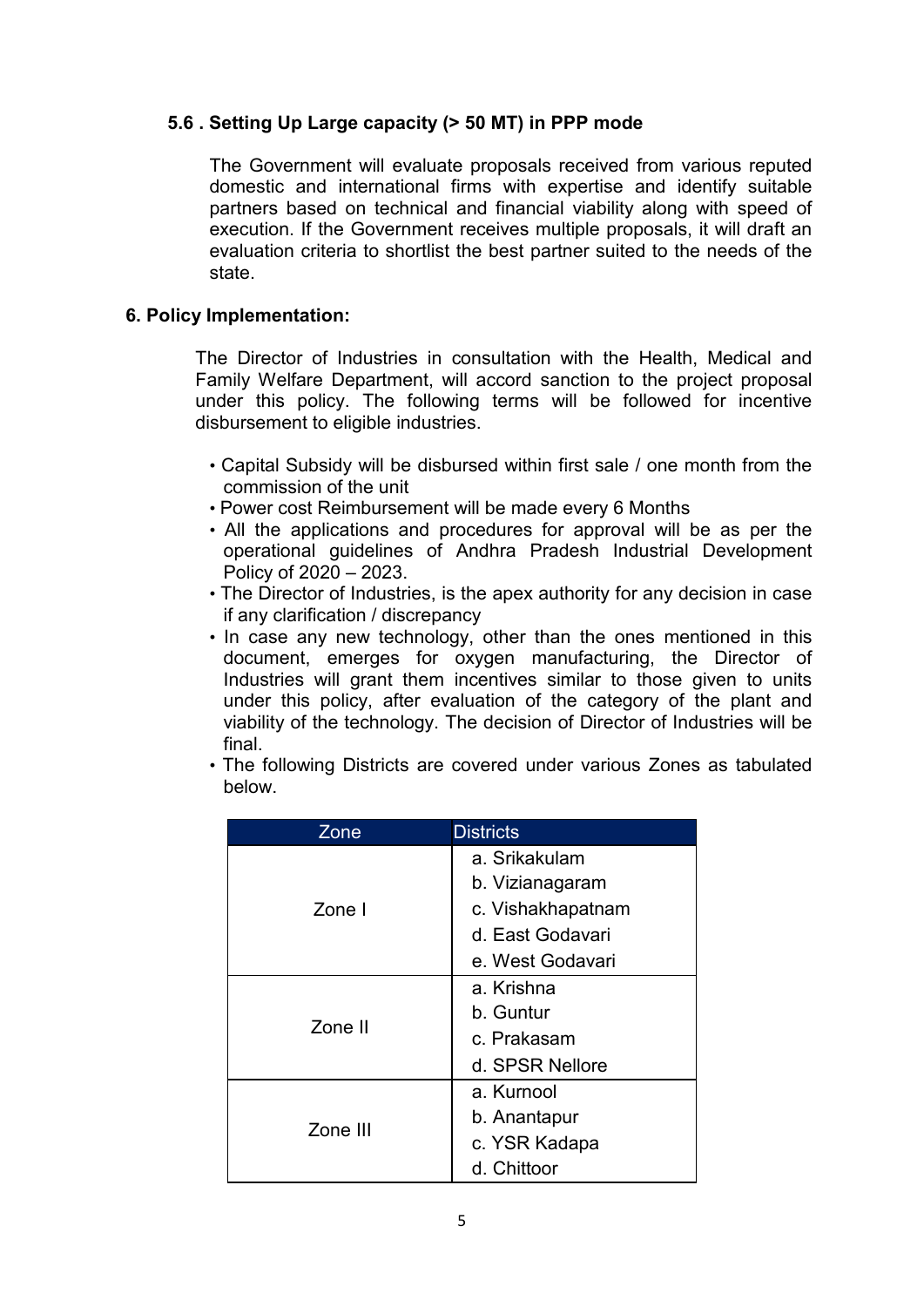### 5.6 . Setting Up Large capacity (> 50 MT) in PPP mode

The Government will evaluate proposals received from various reputed domestic and international firms with expertise and identify suitable partners based on technical and financial viability along with speed of execution. If the Government receives multiple proposals, it will draft an evaluation criteria to shortlist the best partner suited to the needs of the state.

## 6. Policy Implementation:

The Director of Industries in consultation with the Health, Medical and Family Welfare Department, will accord sanction to the project proposal under this policy. The following terms will be followed for incentive disbursement to eligible industries.

- Capital Subsidy will be disbursed within first sale / one month from the commission of the unit
- Power cost Reimbursement will be made every 6 Months
- All the applications and procedures for approval will be as per the operational guidelines of Andhra Pradesh Industrial Development Policy of 2020 – 2023.
- The Director of Industries, is the apex authority for any decision in case if any clarification / discrepancy
- In case any new technology, other than the ones mentioned in this document, emerges for oxygen manufacturing, the Director of Industries will grant them incentives similar to those given to units under this policy, after evaluation of the category of the plant and viability of the technology. The decision of Director of Industries will be final.
- The following Districts are covered under various Zones as tabulated below.

| Zone | Districts |
|---|---|
| Zone I | a. Srikakulam<br>b. Vizianagaram<br>c. Vishakhapatnam<br>d. East Godavari<br>e. West Godavari |
| Zone II | a. Krishna<br>b. Guntur<br>c. Prakasam<br>d. SPSR Nellore |
| Zone III | a. Kurnool<br>b. Anantapur<br>c. YSR Kadapa<br>d. Chittoor |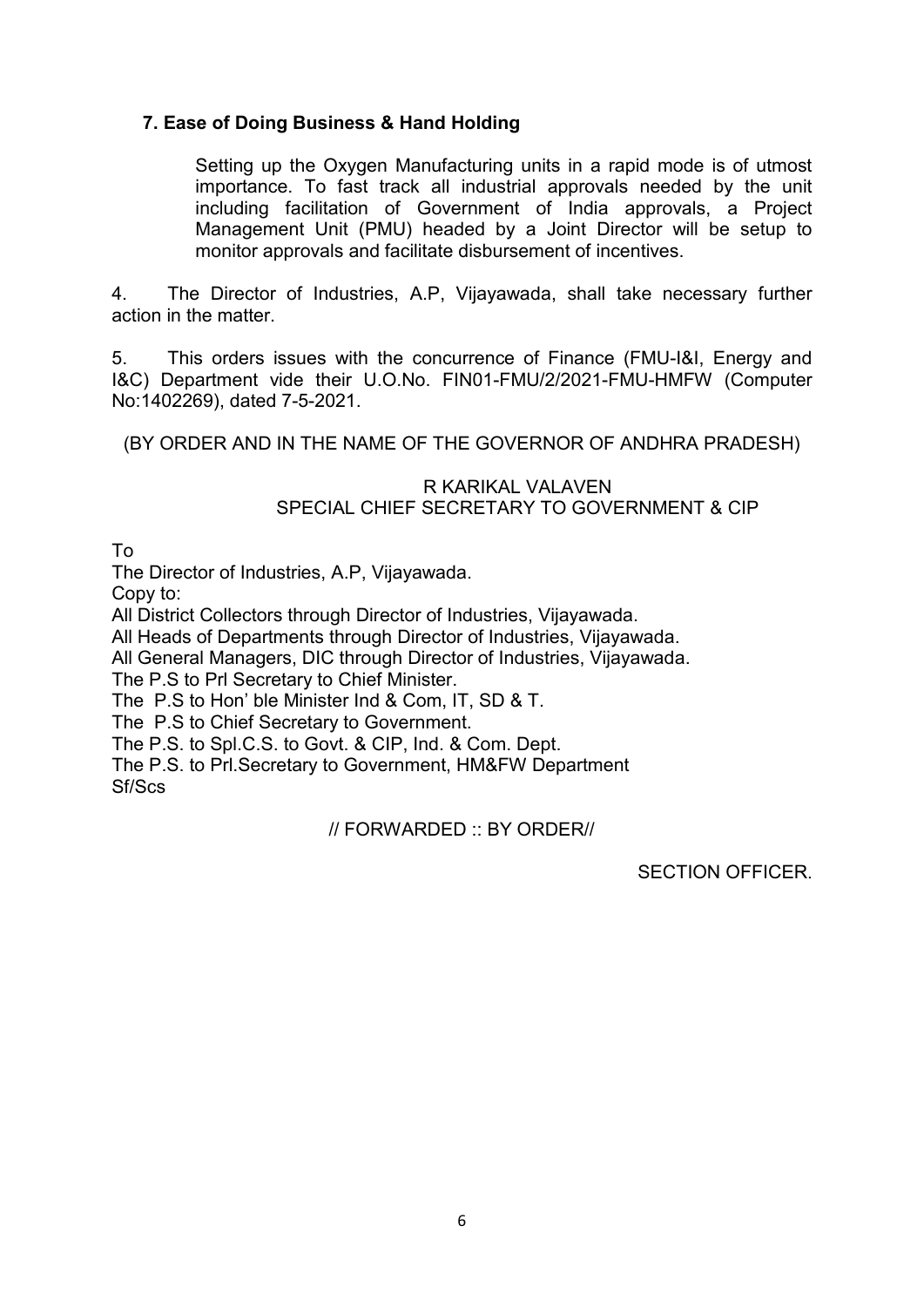### 7. Ease of Doing Business & Hand Holding

Setting up the Oxygen Manufacturing units in a rapid mode is of utmost importance. To fast track all industrial approvals needed by the unit including facilitation of Government of India approvals, a Project Management Unit (PMU) headed by a Joint Director will be setup to monitor approvals and facilitate disbursement of incentives.

4. The Director of Industries, A.P, Vijayawada, shall take necessary further action in the matter.

5. This orders issues with the concurrence of Finance (FMU-I&I, Energy and I&C) Department vide their U.O.No. FIN01-FMU/2/2021-FMU-HMFW (Computer No:1402269), dated 7-5-2021.

(BY ORDER AND IN THE NAME OF THE GOVERNOR OF ANDHRA PRADESH)

R KARIKAL VALAVEN
SPECIAL CHIEF SECRETARY TO GOVERNMENT & CIP

To
The Director of Industries, A.P, Vijayawada.
Copy to:
All District Collectors through Director of Industries, Vijayawada.
All Heads of Departments through Director of Industries, Vijayawada.
All General Managers, DIC through Director of Industries, Vijayawada.
The P.S to Prl Secretary to Chief Minister.
The P.S to Hon' ble Minister Ind & Com, IT, SD & T.
The P.S to Chief Secretary to Government.
The P.S. to Spl.C.S. to Govt. & CIP, Ind. & Com. Dept.
The P.S. to Prl.Secretary to Government, HM&FW Department
Sf/Scs

// FORWARDED :: BY ORDER//

SECTION OFFICER.